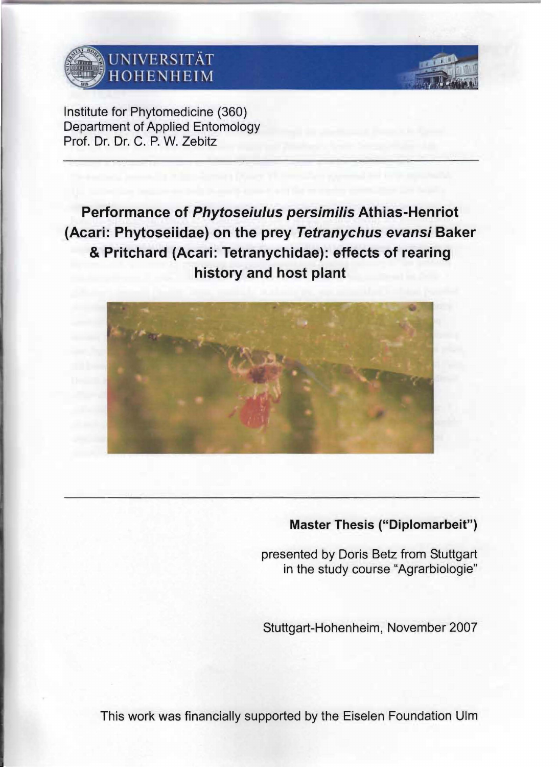UNIVERSITÄT HOHENHEIM

Institute for Phytomedicine (360)
Department of Applied Entomology
Prof. Dr. Dr. C. P. W. Zebitz

# Performance of *Phytoseiulus persimilis* Athias-Henriot (Acari: Phytoseiidae) on the prey *Tetranychus evansi* Baker & Pritchard (Acari: Tetranychidae): effects of rearing history and host plant

**Master Thesis ("Diplomarbeit")**

presented by Doris Betz from Stuttgart
in the study course "Agrarbiologie"

Stuttgart-Hohenheim, November 2007

This work was financially supported by the Eiselen Foundation Ulm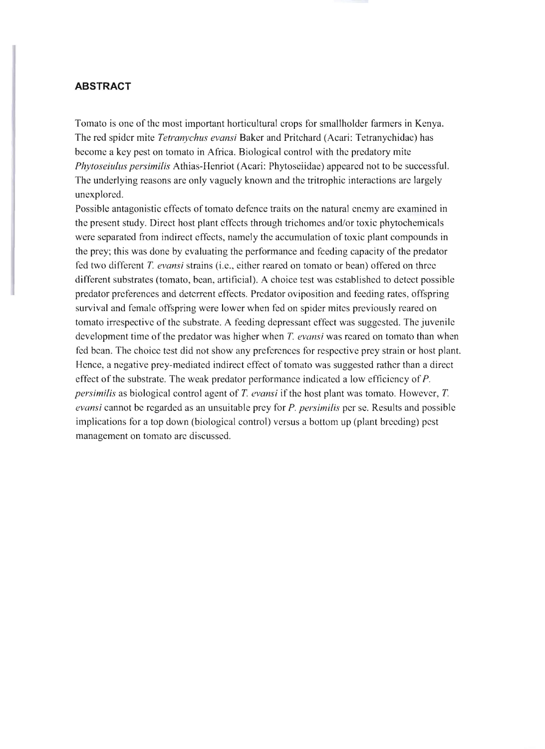## ABSTRACT

Tomato is one of the most important horticultural crops for smallholder farmers in Kenya. The red spider mite *Tetranychus evansi* Baker and Pritchard (Acari: Tetranychidae) has become a key pest on tomato in Africa. Biological control with the predatory mite *Phytoseiulus persimilis* Athias-Henriot (Acari: Phytoseiidae) appeared not to be successful. The underlying reasons are only vaguely known and the tritrophic interactions are largely unexplored.

Possible antagonistic effects of tomato defence traits on the natural enemy are examined in the present study. Direct host plant effects through trichomes and/or toxic phytochemicals were separated from indirect effects, namely the accumulation of toxic plant compounds in the prey; this was done by evaluating the performance and feeding capacity of the predator fed two different *T. evansi* strains (i.e., either reared on tomato or bean) offered on three different substrates (tomato, bean, artificial). A choice test was established to detect possible predator preferences and deterrent effects. Predator oviposition and feeding rates, offspring survival and female offspring were lower when fed on spider mites previously reared on tomato irrespective of the substrate. A feeding depressant effect was suggested. The juvenile development time of the predator was higher when *T. evansi* was reared on tomato than when fed bean. The choice test did not show any preferences for respective prey strain or host plant. Hence, a negative prey-mediated indirect effect of tomato was suggested rather than a direct effect of the substrate. The weak predator performance indicated a low efficiency of *P. persimilis* as biological control agent of *T. evansi* if the host plant was tomato. However, *T. evansi* cannot be regarded as an unsuitable prey for *P. persimilis* per se. Results and possible implications for a top down (biological control) versus a bottom up (plant breeding) pest management on tomato are discussed.